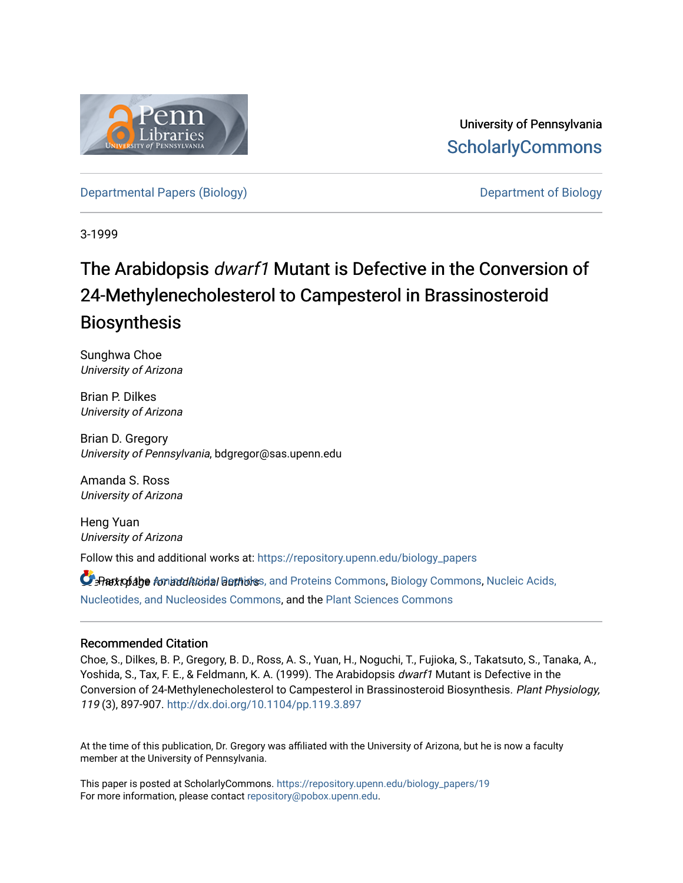University of Pennsylvania
ScholarlyCommons

Departmental Papers (Biology) | Department of Biology

3-1999

# The Arabidopsis *dwarf1* Mutant is Defective in the Conversion of 24-Methylenecholesterol to Campesterol in Brassinosteroid Biosynthesis

Sunghwa Choe
*University of Arizona*

Brian P. Dilkes
*University of Arizona*

Brian D. Gregory
*University of Pennsylvania*, bdgregor@sas.upenn.edu

Amanda S. Ross
*University of Arizona*

Heng Yuan
*University of Arizona*

*See next page for additional authors*

Follow this and additional works at: https://repository.upenn.edu/biology_papers

Part of the Amino Acids, Peptides, and Proteins Commons, Biology Commons, Nucleic Acids, Nucleotides, and Nucleosides Commons, and the Plant Sciences Commons

## Recommended Citation

Choe, S., Dilkes, B. P., Gregory, B. D., Ross, A. S., Yuan, H., Noguchi, T., Fujioka, S., Takatsuto, S., Tanaka, A., Yoshida, S., Tax, F. E., & Feldmann, K. A. (1999). The Arabidopsis *dwarf1* Mutant is Defective in the Conversion of 24-Methylenecholesterol to Campesterol in Brassinosteroid Biosynthesis. *Plant Physiology, 119* (3), 897-907. http://dx.doi.org/10.1104/pp.119.3.897

At the time of this publication, Dr. Gregory was affiliated with the University of Arizona, but he is now a faculty member at the University of Pennsylvania.

This paper is posted at ScholarlyCommons. https://repository.upenn.edu/biology_papers/19
For more information, please contact repository@pobox.upenn.edu.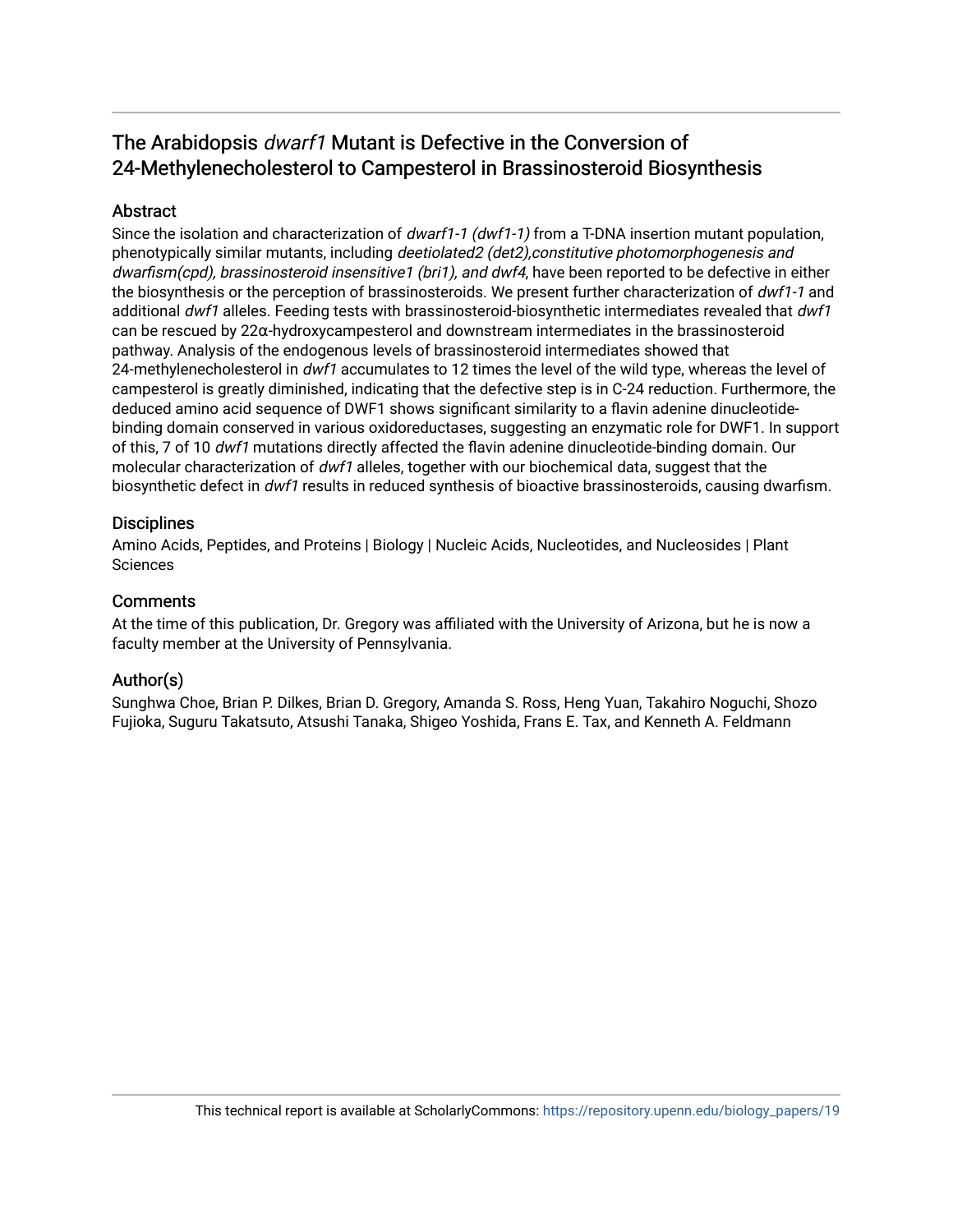# The Arabidopsis *dwarf1* Mutant is Defective in the Conversion of 24-Methylenecholesterol to Campesterol in Brassinosteroid Biosynthesis

## Abstract

Since the isolation and characterization of *dwarf1-1 (dwf1-1)* from a T-DNA insertion mutant population, phenotypically similar mutants, including *deetiolated2 (det2),constitutive photomorphogenesis and dwarfism(cpd), brassinosteroid insensitive1 (bri1), and dwf4*, have been reported to be defective in either the biosynthesis or the perception of brassinosteroids. We present further characterization of *dwf1-1* and additional *dwf1* alleles. Feeding tests with brassinosteroid-biosynthetic intermediates revealed that *dwf1* can be rescued by 22α-hydroxycampesterol and downstream intermediates in the brassinosteroid pathway. Analysis of the endogenous levels of brassinosteroid intermediates showed that 24-methylenecholesterol in *dwf1* accumulates to 12 times the level of the wild type, whereas the level of campesterol is greatly diminished, indicating that the defective step is in C-24 reduction. Furthermore, the deduced amino acid sequence of DWF1 shows significant similarity to a flavin adenine dinucleotide-binding domain conserved in various oxidoreductases, suggesting an enzymatic role for DWF1. In support of this, 7 of 10 *dwf1* mutations directly affected the flavin adenine dinucleotide-binding domain. Our molecular characterization of *dwf1* alleles, together with our biochemical data, suggest that the biosynthetic defect in *dwf1* results in reduced synthesis of bioactive brassinosteroids, causing dwarfism.

## Disciplines

Amino Acids, Peptides, and Proteins | Biology | Nucleic Acids, Nucleotides, and Nucleosides | Plant Sciences

## Comments

At the time of this publication, Dr. Gregory was affiliated with the University of Arizona, but he is now a faculty member at the University of Pennsylvania.

## Author(s)

Sunghwa Choe, Brian P. Dilkes, Brian D. Gregory, Amanda S. Ross, Heng Yuan, Takahiro Noguchi, Shozo Fujioka, Suguru Takatsuto, Atsushi Tanaka, Shigeo Yoshida, Frans E. Tax, and Kenneth A. Feldmann

This technical report is available at ScholarlyCommons: https://repository.upenn.edu/biology_papers/19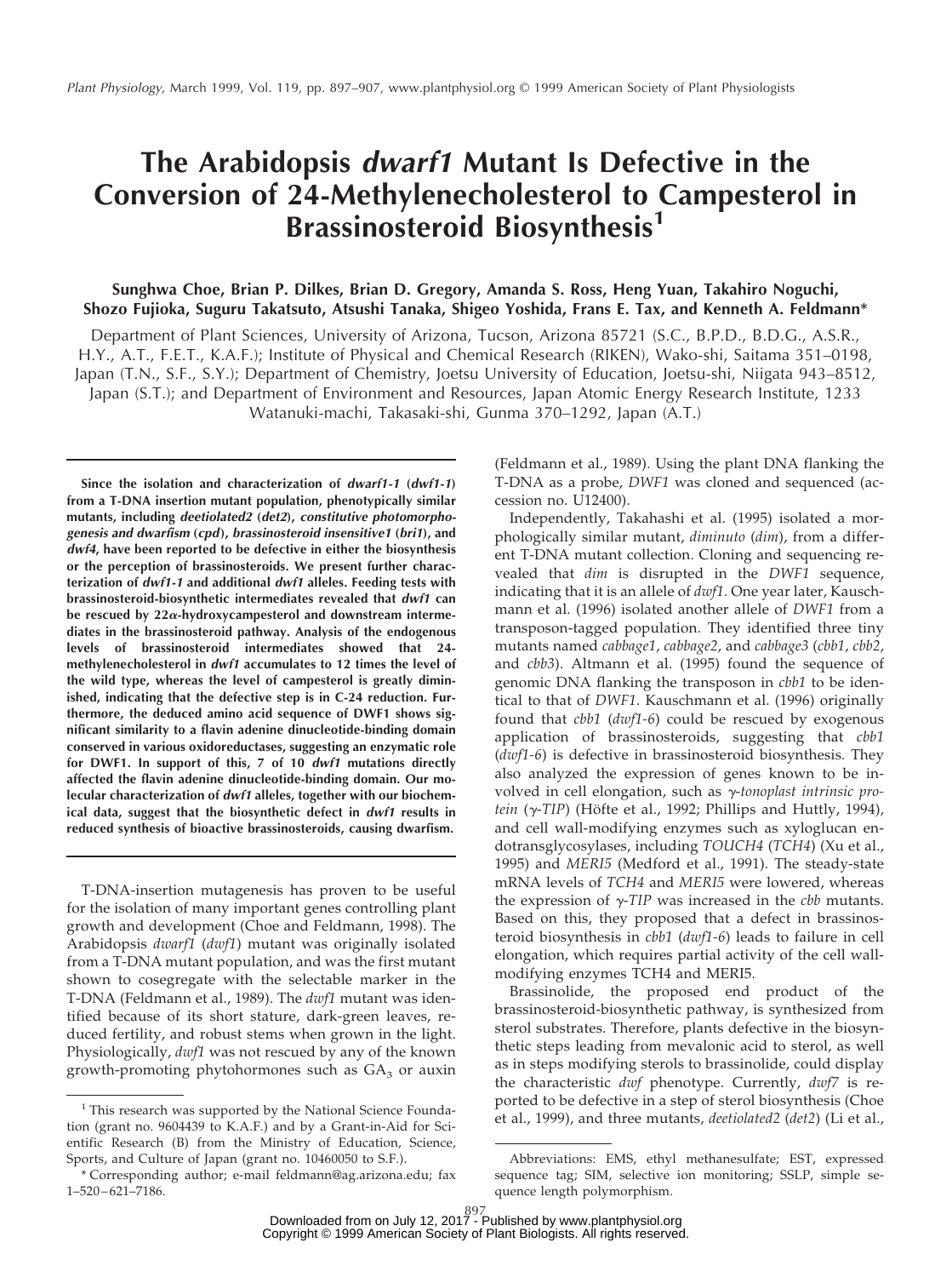# The Arabidopsis *dwarf1* Mutant Is Defective in the Conversion of 24-Methylenecholesterol to Campesterol in Brassinosteroid Biosynthesis[1]

**Sunghwa Choe, Brian P. Dilkes, Brian D. Gregory, Amanda S. Ross, Heng Yuan, Takahiro Noguchi, Shozo Fujioka, Suguru Takatsuto, Atsushi Tanaka, Shigeo Yoshida, Frans E. Tax, and Kenneth A. Feldmann***

Department of Plant Sciences, University of Arizona, Tucson, Arizona 85721 (S.C., B.P.D., B.D.G., A.S.R., H.Y., A.T., F.E.T., K.A.F.); Institute of Physical and Chemical Research (RIKEN), Wako-shi, Saitama 351–0198, Japan (T.N., S.F., S.Y.); Department of Chemistry, Joetsu University of Education, Joetsu-shi, Niigata 943–8512, Japan (S.T.); and Department of Environment and Resources, Japan Atomic Energy Research Institute, 1233 Watanuki-machi, Takasaki-shi, Gunma 370–1292, Japan (A.T.)

**Since the isolation and characterization of *dwarf1-1* (*dwf1-1*) from a T-DNA insertion mutant population, phenotypically similar mutants, including *deetiolated2* (*det2*), *constitutive photomorphogenesis and dwarfism* (*cpd*), *brassinosteroid insensitive1* (*bri1*), and *dwf4*, have been reported to be defective in either the biosynthesis or the perception of brassinosteroids. We present further characterization of *dwf1-1* and additional *dwf1* alleles. Feeding tests with brassinosteroid-biosynthetic intermediates revealed that *dwf1* can be rescued by 22α-hydroxycampesterol and downstream intermediates in the brassinosteroid pathway. Analysis of the endogenous levels of brassinosteroid intermediates showed that 24-methylenecholesterol in *dwf1* accumulates to 12 times the level of the wild type, whereas the level of campesterol is greatly diminished, indicating that the defective step is in C-24 reduction. Furthermore, the deduced amino acid sequence of DWF1 shows significant similarity to a flavin adenine dinucleotide-binding domain conserved in various oxidoreductases, suggesting an enzymatic role for DWF1. In support of this, 7 of 10 *dwf1* mutations directly affected the flavin adenine dinucleotide-binding domain. Our molecular characterization of *dwf1* alleles, together with our biochemical data, suggest that the biosynthetic defect in *dwf1* results in reduced synthesis of bioactive brassinosteroids, causing dwarfism.**

T-DNA-insertion mutagenesis has proven to be useful for the isolation of many important genes controlling plant growth and development (Choe and Feldmann, 1998). The Arabidopsis *dwarf1* (*dwf1*) mutant was originally isolated from a T-DNA mutant population, and was the first mutant shown to cosegregate with the selectable marker in the T-DNA (Feldmann et al., 1989). The *dwf1* mutant was identified because of its short stature, dark-green leaves, reduced fertility, and robust stems when grown in the light. Physiologically, *dwf1* was not rescued by any of the known growth-promoting phytohormones such as $GA_3$ or auxin (Feldmann et al., 1989). Using the plant DNA flanking the T-DNA as a probe, *DWF1* was cloned and sequenced (accession no. U12400).

Independently, Takahashi et al. (1995) isolated a morphologically similar mutant, *diminuto* (*dim*), from a different T-DNA mutant collection. Cloning and sequencing revealed that *dim* is disrupted in the *DWF1* sequence, indicating that it is an allele of *dwf1*. One year later, Kauschmann et al. (1996) isolated another allele of *DWF1* from a transposon-tagged population. They identified three tiny mutants named *cabbage1*, *cabbage2*, and *cabbage3* (*cbb1*, *cbb2*, and *cbb3*). Altmann et al. (1995) found the sequence of genomic DNA flanking the transposon in *cbb1* to be identical to that of *DWF1*. Kauschmann et al. (1996) originally found that *cbb1* (*dwf1-6*) could be rescued by exogenous application of brassinosteroids, suggesting that *cbb1* (*dwf1-6*) is defective in brassinosteroid biosynthesis. They also analyzed the expression of genes known to be involved in cell elongation, such as *γ-tonoplast intrinsic protein* (*γ-TIP*) (Höfte et al., 1992; Phillips and Huttly, 1994), and cell wall-modifying enzymes such as xyloglucan endotransglycosylases, including *TOUCH4* (*TCH4*) (Xu et al., 1995) and *MERI5* (Medford et al., 1991). The steady-state mRNA levels of *TCH4* and *MERI5* were lowered, whereas the expression of *γ-TIP* was increased in the *cbb* mutants. Based on this, they proposed that a defect in brassinosteroid biosynthesis in *cbb1* (*dwf1-6*) leads to failure in cell elongation, which requires partial activity of the cell wall-modifying enzymes TCH4 and MERI5.

Brassinolide, the proposed end product of the brassinosteroid-biosynthetic pathway, is synthesized from sterol substrates. Therefore, plants defective in the biosynthetic steps leading from mevalonic acid to sterol, as well as in steps modifying sterols to brassinolide, could display the characteristic *dwf* phenotype. Currently, *dwf7* is reported to be defective in a step of sterol biosynthesis (Choe et al., 1999), and three mutants, *deetiolated2* (*det2*) (Li et al.,

[1] This research was supported by the National Science Foundation (grant no. 9604439 to K.A.F.) and by a Grant-in-Aid for Scientific Research (B) from the Ministry of Education, Science, Sports, and Culture of Japan (grant no. 10460050 to S.F.).

\* Corresponding author; e-mail feldmann@ag.arizona.edu; fax 1–520–621–7186.

Abbreviations: EMS, ethyl methanesulfate; EST, expressed sequence tag; SIM, selective ion monitoring; SSLP, simple sequence length polymorphism.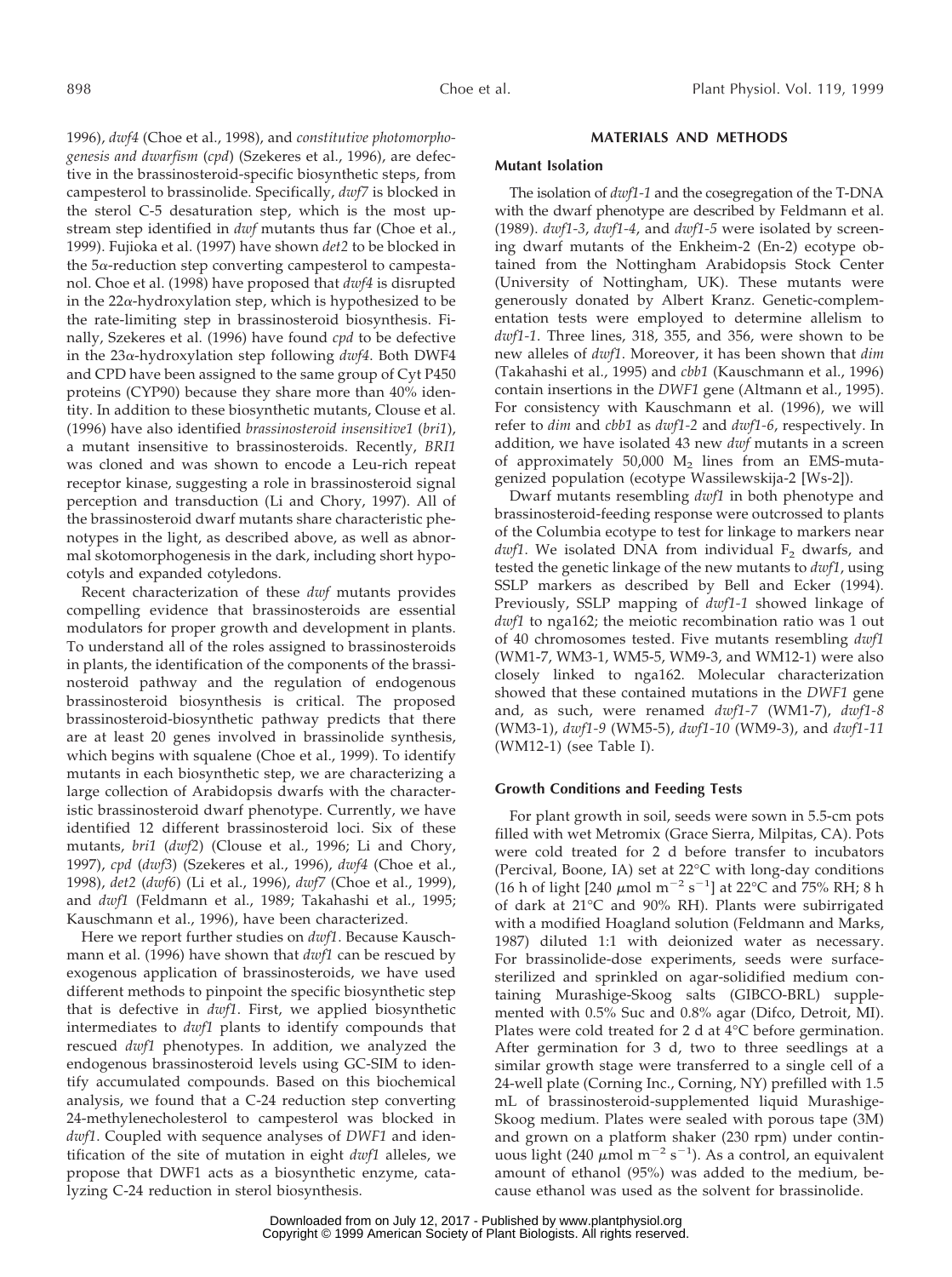1996), *dwf4* (Choe et al., 1998), and *constitutive photomorphogenesis and dwarfism* (*cpd*) (Szekeres et al., 1996), are defective in the brassinosteroid-specific biosynthetic steps, from campesterol to brassinolide. Specifically, *dwf7* is blocked in the sterol C-5 desaturation step, which is the most upstream step identified in *dwf* mutants thus far (Choe et al., 1999). Fujioka et al. (1997) have shown *det2* to be blocked in the 5α-reduction step converting campesterol to campestanol. Choe et al. (1998) have proposed that *dwf4* is disrupted in the 22α-hydroxylation step, which is hypothesized to be the rate-limiting step in brassinosteroid biosynthesis. Finally, Szekeres et al. (1996) have found *cpd* to be defective in the 23α-hydroxylation step following *dwf4*. Both DWF4 and CPD have been assigned to the same group of Cyt P450 proteins (CYP90) because they share more than 40% identity. In addition to these biosynthetic mutants, Clouse et al. (1996) have also identified *brassinosteroid insensitive1* (*bri1*), a mutant insensitive to brassinosteroids. Recently, *BRI1* was cloned and was shown to encode a Leu-rich repeat receptor kinase, suggesting a role in brassinosteroid signal perception and transduction (Li and Chory, 1997). All of the brassinosteroid dwarf mutants share characteristic phenotypes in the light, as described above, as well as abnormal skotomorphogenesis in the dark, including short hypocotyls and expanded cotyledons.

Recent characterization of these *dwf* mutants provides compelling evidence that brassinosteroids are essential modulators for proper growth and development in plants. To understand all of the roles assigned to brassinosteroids in plants, the identification of the components of the brassinosteroid pathway and the regulation of endogenous brassinosteroid biosynthesis is critical. The proposed brassinosteroid-biosynthetic pathway predicts that there are at least 20 genes involved in brassinolide synthesis, which begins with squalene (Choe et al., 1999). To identify mutants in each biosynthetic step, we are characterizing a large collection of Arabidopsis dwarfs with the characteristic brassinosteroid dwarf phenotype. Currently, we have identified 12 different brassinosteroid loci. Six of these mutants, *bri1* (*dwf2*) (Clouse et al., 1996; Li and Chory, 1997), *cpd* (*dwf3*) (Szekeres et al., 1996), *dwf4* (Choe et al., 1998), *det2* (*dwf6*) (Li et al., 1996), *dwf7* (Choe et al., 1999), and *dwf1* (Feldmann et al., 1989; Takahashi et al., 1995; Kauschmann et al., 1996), have been characterized.

Here we report further studies on *dwf1*. Because Kauschmann et al. (1996) have shown that *dwf1* can be rescued by exogenous application of brassinosteroids, we have used different methods to pinpoint the specific biosynthetic step that is defective in *dwf1*. First, we applied biosynthetic intermediates to *dwf1* plants to identify compounds that rescued *dwf1* phenotypes. In addition, we analyzed the endogenous brassinosteroid levels using GC-SIM to identify accumulated compounds. Based on this biochemical analysis, we found that a C-24 reduction step converting 24-methylenecholesterol to campesterol was blocked in *dwf1*. Coupled with sequence analyses of *DWF1* and identification of the site of mutation in eight *dwf1* alleles, we propose that DWF1 acts as a biosynthetic enzyme, catalyzing C-24 reduction in sterol biosynthesis.

## MATERIALS AND METHODS

### Mutant Isolation

The isolation of *dwf1-1* and the cosegregation of the T-DNA with the dwarf phenotype are described by Feldmann et al. (1989). *dwf1-3*, *dwf1-4*, and *dwf1-5* were isolated by screening dwarf mutants of the Enkheim-2 (En-2) ecotype obtained from the Nottingham Arabidopsis Stock Center (University of Nottingham, UK). These mutants were generously donated by Albert Kranz. Genetic-complementation tests were employed to determine allelism to *dwf1-1*. Three lines, 318, 355, and 356, were shown to be new alleles of *dwf1*. Moreover, it has been shown that *dim* (Takahashi et al., 1995) and *cbb1* (Kauschmann et al., 1996) contain insertions in the *DWF1* gene (Altmann et al., 1995). For consistency with Kauschmann et al. (1996), we will refer to *dim* and *cbb1* as *dwf1-2* and *dwf1-6*, respectively. In addition, we have isolated 43 new *dwf* mutants in a screen of approximately 50,000 $M_2$ lines from an EMS-mutagenized population (ecotype Wassilewskija-2 [Ws-2]).

Dwarf mutants resembling *dwf1* in both phenotype and brassinosteroid-feeding response were outcrossed to plants of the Columbia ecotype to test for linkage to markers near *dwf1*. We isolated DNA from individual $F_2$ dwarfs, and tested the genetic linkage of the new mutants to *dwf1*, using SSLP markers as described by Bell and Ecker (1994). Previously, SSLP mapping of *dwf1-1* showed linkage of *dwf1* to nga162; the meiotic recombination ratio was 1 out of 40 chromosomes tested. Five mutants resembling *dwf1* (WM1-7, WM3-1, WM5-5, WM9-3, and WM12-1) were also closely linked to nga162. Molecular characterization showed that these contained mutations in the *DWF1* gene and, as such, were renamed *dwf1-7* (WM1-7), *dwf1-8* (WM3-1), *dwf1-9* (WM5-5), *dwf1-10* (WM9-3), and *dwf1-11* (WM12-1) (see Table I).

### Growth Conditions and Feeding Tests

For plant growth in soil, seeds were sown in 5.5-cm pots filled with wet Metromix (Grace Sierra, Milpitas, CA). Pots were cold treated for 2 d before transfer to incubators (Percival, Boone, IA) set at 22°C with long-day conditions (16 h of light [240 $\mu$mol m$^{-2}$ s$^{-1}$] at 22°C and 75% RH; 8 h of dark at 21°C and 90% RH). Plants were subirrigated with a modified Hoagland solution (Feldmann and Marks, 1987) diluted 1:1 with deionized water as necessary. For brassinolide-dose experiments, seeds were surface-sterilized and sprinkled on agar-solidified medium containing Murashige-Skoog salts (GIBCO-BRL) supplemented with 0.5% Suc and 0.8% agar (Difco, Detroit, MI). Plates were cold treated for 2 d at 4°C before germination. After germination for 3 d, two to three seedlings at a similar growth stage were transferred to a single cell of a 24-well plate (Corning Inc., Corning, NY) prefilled with 1.5 mL of brassinosteroid-supplemented liquid Murashige-Skoog medium. Plates were sealed with porous tape (3M) and grown on a platform shaker (230 rpm) under continuous light (240 $\mu$mol m$^{-2}$ s$^{-1}$). As a control, an equivalent amount of ethanol (95%) was added to the medium, because ethanol was used as the solvent for brassinolide.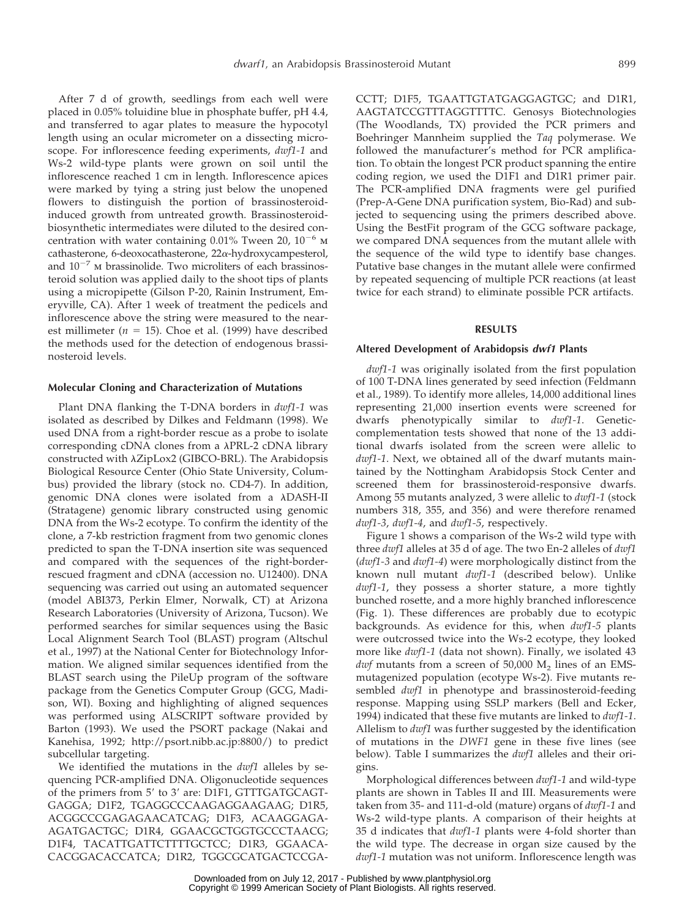After 7 d of growth, seedlings from each well were placed in 0.05% toluidine blue in phosphate buffer, pH 4.4, and transferred to agar plates to measure the hypocotyl length using an ocular micrometer on a dissecting microscope. For inflorescence feeding experiments, *dwf1-1* and Ws-2 wild-type plants were grown on soil until the inflorescence reached 1 cm in length. Inflorescence apices were marked by tying a string just below the unopened flowers to distinguish the portion of brassinosteroid-induced growth from untreated growth. Brassinosteroid-biosynthetic intermediates were diluted to the desired concentration with water containing 0.01% Tween 20, $10^{-6}$ M cathasterone, 6-deoxocathasterone, 22α-hydroxycampesterol, and $10^{-7}$ M brassinolide. Two microliters of each brassinosteroid solution was applied daily to the shoot tips of plants using a micropipette (Gilson P-20, Rainin Instrument, Emeryville, CA). After 1 week of treatment the pedicels and inflorescence above the string were measured to the nearest millimeter ($n = 15$). Choe et al. (1999) have described the methods used for the detection of endogenous brassinosteroid levels.

### Molecular Cloning and Characterization of Mutations

Plant DNA flanking the T-DNA borders in *dwf1-1* was isolated as described by Dilkes and Feldmann (1998). We used DNA from a right-border rescue as a probe to isolate corresponding cDNA clones from a λPRL-2 cDNA library constructed with λZipLox2 (GIBCO-BRL). The Arabidopsis Biological Resource Center (Ohio State University, Columbus) provided the library (stock no. CD4-7). In addition, genomic DNA clones were isolated from a λDASH-II (Stratagene) genomic library constructed using genomic DNA from the Ws-2 ecotype. To confirm the identity of the clone, a 7-kb restriction fragment from two genomic clones predicted to span the T-DNA insertion site was sequenced and compared with the sequences of the right-border-rescued fragment and cDNA (accession no. U12400). DNA sequencing was carried out using an automated sequencer (model ABI373, Perkin Elmer, Norwalk, CT) at Arizona Research Laboratories (University of Arizona, Tucson). We performed searches for similar sequences using the Basic Local Alignment Search Tool (BLAST) program (Altschul et al., 1997) at the National Center for Biotechnology Information. We aligned similar sequences identified from the BLAST search using the PileUp program of the software package from the Genetics Computer Group (GCG, Madison, WI). Boxing and highlighting of aligned sequences was performed using ALSCRIPT software provided by Barton (1993). We used the PSORT package (Nakai and Kanehisa, 1992; http://psort.nibb.ac.jp:8800/) to predict subcellular targeting.

We identified the mutations in the *dwf1* alleles by sequencing PCR-amplified DNA. Oligonucleotide sequences of the primers from 5′ to 3′ are: D1F1, GTTTGATGCAGTGAGGA; D1F2, TGAGGCCCAAGAGGAAGAAG; D1R5, ACGGCCCGAGAGAACATCAG; D1F3, ACAAGGAGAAGATGACTGC; D1R4, GGAACGCTGGTGCCCTAACG; D1F4, TACATTGATTCTTTTGCTCC; D1R3, GGAACACACGGACACCATCA; D1R2, TGGCGCATGACTCCGACCTT; D1F5, TGAATTGTATGAGGAGTGC; and D1R1, AAGTATCCGTTTAGGTTTTC. Genosys Biotechnologies (The Woodlands, TX) provided the PCR primers and Boehringer Mannheim supplied the *Taq* polymerase. We followed the manufacturer's method for PCR amplification. To obtain the longest PCR product spanning the entire coding region, we used the D1F1 and D1R1 primer pair. The PCR-amplified DNA fragments were gel purified (Prep-A-Gene DNA purification system, Bio-Rad) and subjected to sequencing using the primers described above. Using the BestFit program of the GCG software package, we compared DNA sequences from the mutant allele with the sequence of the wild type to identify base changes. Putative base changes in the mutant allele were confirmed by repeated sequencing of multiple PCR reactions (at least twice for each strand) to eliminate possible PCR artifacts.

## RESULTS

### Altered Development of Arabidopsis *dwf1* Plants

*dwf1-1* was originally isolated from the first population of 100 T-DNA lines generated by seed infection (Feldmann et al., 1989). To identify more alleles, 14,000 additional lines representing 21,000 insertion events were screened for dwarfs phenotypically similar to *dwf1-1*. Genetic-complementation tests showed that none of the 13 additional dwarfs isolated from the screen were allelic to *dwf1-1*. Next, we obtained all of the dwarf mutants maintained by the Nottingham Arabidopsis Stock Center and screened them for brassinosteroid-responsive dwarfs. Among 55 mutants analyzed, 3 were allelic to *dwf1-1* (stock numbers 318, 355, and 356) and were therefore renamed *dwf1-3*, *dwf1-4*, and *dwf1-5*, respectively.

Figure 1 shows a comparison of the Ws-2 wild type with three *dwf1* alleles at 35 d of age. The two En-2 alleles of *dwf1* (*dwf1-3* and *dwf1-4*) were morphologically distinct from the known null mutant *dwf1-1* (described below). Unlike *dwf1-1*, they possess a shorter stature, a more tightly bunched rosette, and a more highly branched inflorescence (Fig. 1). These differences are probably due to ecotypic backgrounds. As evidence for this, when *dwf1-5* plants were outcrossed twice into the Ws-2 ecotype, they looked more like *dwf1-1* (data not shown). Finally, we isolated 43 *dwf* mutants from a screen of 50,000 $M_2$ lines of an EMS-mutagenized population (ecotype Ws-2). Five mutants resembled *dwf1* in phenotype and brassinosteroid-feeding response. Mapping using SSLP markers (Bell and Ecker, 1994) indicated that these five mutants are linked to *dwf1-1*. Allelism to *dwf1* was further suggested by the identification of mutations in the *DWF1* gene in these five lines (see below). Table I summarizes the *dwf1* alleles and their origins.

Morphological differences between *dwf1-1* and wild-type plants are shown in Tables II and III. Measurements were taken from 35- and 111-d-old (mature) organs of *dwf1-1* and Ws-2 wild-type plants. A comparison of their heights at 35 d indicates that *dwf1-1* plants were 4-fold shorter than the wild type. The decrease in organ size caused by the *dwf1-1* mutation was not uniform. Inflorescence length was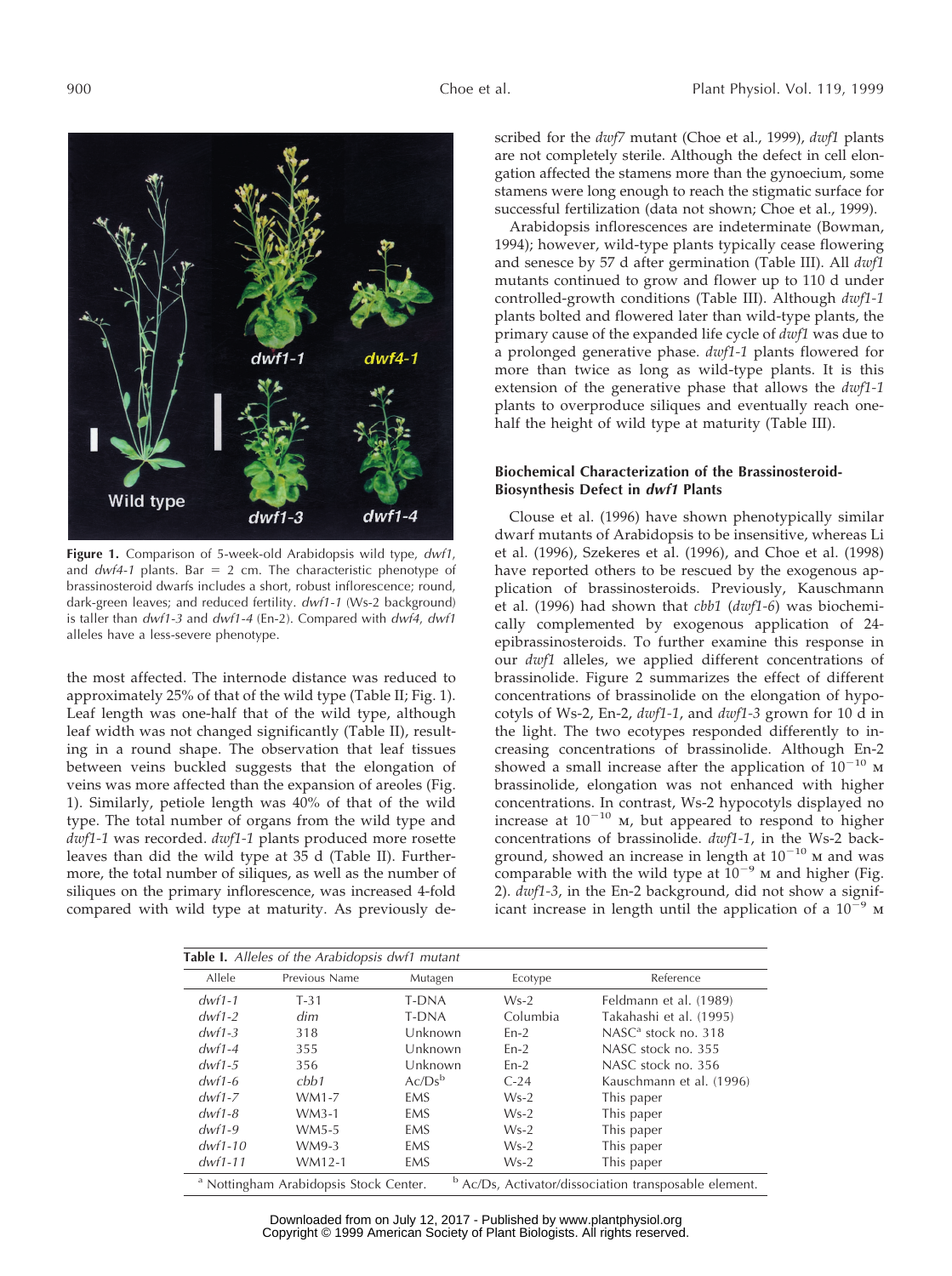**Figure 1.** Comparison of 5-week-old Arabidopsis wild type, *dwf1*, and *dwf4-1* plants. Bar = 2 cm. The characteristic phenotype of brassinosteroid dwarfs includes a short, robust inflorescence; round, dark-green leaves; and reduced fertility. *dwf1-1* (Ws-2 background) is taller than *dwf1-3* and *dwf1-4* (En-2). Compared with *dwf4*, *dwf1* alleles have a less-severe phenotype.

the most affected. The internode distance was reduced to approximately 25% of that of the wild type (Table II; Fig. 1). Leaf length was one-half that of the wild type, although leaf width was not changed significantly (Table II), resulting in a round shape. The observation that leaf tissues between veins buckled suggests that the elongation of veins was more affected than the expansion of areoles (Fig. 1). Similarly, petiole length was 40% of that of the wild type. The total number of organs from the wild type and *dwf1-1* was recorded. *dwf1-1* plants produced more rosette leaves than did the wild type at 35 d (Table II). Furthermore, the total number of siliques, as well as the number of siliques on the primary inflorescence, was increased 4-fold compared with wild type at maturity. As previously described for the *dwf7* mutant (Choe et al., 1999), *dwf1* plants are not completely sterile. Although the defect in cell elongation affected the stamens more than the gynoecium, some stamens were long enough to reach the stigmatic surface for successful fertilization (data not shown; Choe et al., 1999).

Arabidopsis inflorescences are indeterminate (Bowman, 1994); however, wild-type plants typically cease flowering and senesce by 57 d after germination (Table III). All *dwf1* mutants continued to grow and flower up to 110 d under controlled-growth conditions (Table III). Although *dwf1-1* plants bolted and flowered later than wild-type plants, the primary cause of the expanded life cycle of *dwf1* was due to a prolonged generative phase. *dwf1-1* plants flowered for more than twice as long as wild-type plants. It is this extension of the generative phase that allows the *dwf1-1* plants to overproduce siliques and eventually reach one-half the height of wild type at maturity (Table III).

### Biochemical Characterization of the Brassinosteroid-Biosynthesis Defect in *dwf1* Plants

Clouse et al. (1996) have shown phenotypically similar dwarf mutants of Arabidopsis to be insensitive, whereas Li et al. (1996), Szekeres et al. (1996), and Choe et al. (1998) have reported others to be rescued by the exogenous application of brassinosteroids. Previously, Kauschmann et al. (1996) had shown that *cbb1* (*dwf1-6*) was biochemically complemented by exogenous application of 24-epibrassinosteroids. To further examine this response in our *dwf1* alleles, we applied different concentrations of brassinolide. Figure 2 summarizes the effect of different concentrations of brassinolide on the elongation of hypocotyls of Ws-2, En-2, *dwf1-1*, and *dwf1-3* grown for 10 d in the light. The two ecotypes responded differently to increasing concentrations of brassinolide. Although En-2 showed a small increase after the application of $10^{-10}$ M brassinolide, elongation was not enhanced with higher concentrations. In contrast, Ws-2 hypocotyls displayed no increase at $10^{-10}$ M, but appeared to respond to higher concentrations of brassinolide. *dwf1-1*, in the Ws-2 background, showed an increase in length at $10^{-10}$ M and was comparable with the wild type at $10^{-9}$ M and higher (Fig. 2). *dwf1-3*, in the En-2 background, did not show a significant increase in length until the application of a $10^{-9}$ M

**Table I.** *Alleles of the Arabidopsis dwf1 mutant*

| Allele | Previous Name | Mutagen | Ecotype | Reference |
|---|---|---|---|---|
| *dwf1-1* | T-31 | T-DNA | Ws-2 | Feldmann et al. (1989) |
| *dwf1-2* | *dim* | T-DNA | Columbia | Takahashi et al. (1995) |
| *dwf1-3* | 318 | Unknown | En-2 | NASC[a] stock no. 318 |
| *dwf1-4* | 355 | Unknown | En-2 | NASC stock no. 355 |
| *dwf1-5* | 356 | Unknown | En-2 | NASC stock no. 356 |
| *dwf1-6* | *cbb1* | Ac/Ds[b] | C-24 | Kauschmann et al. (1996) |
| *dwf1-7* | WM1-7 | EMS | Ws-2 | This paper |
| *dwf1-8* | WM3-1 | EMS | Ws-2 | This paper |
| *dwf1-9* | WM5-5 | EMS | Ws-2 | This paper |
| *dwf1-10* | WM9-3 | EMS | Ws-2 | This paper |
| *dwf1-11* | WM12-1 | EMS | Ws-2 | This paper |

[a] Nottingham Arabidopsis Stock Center. [b] Ac/Ds, Activator/dissociation transposable element.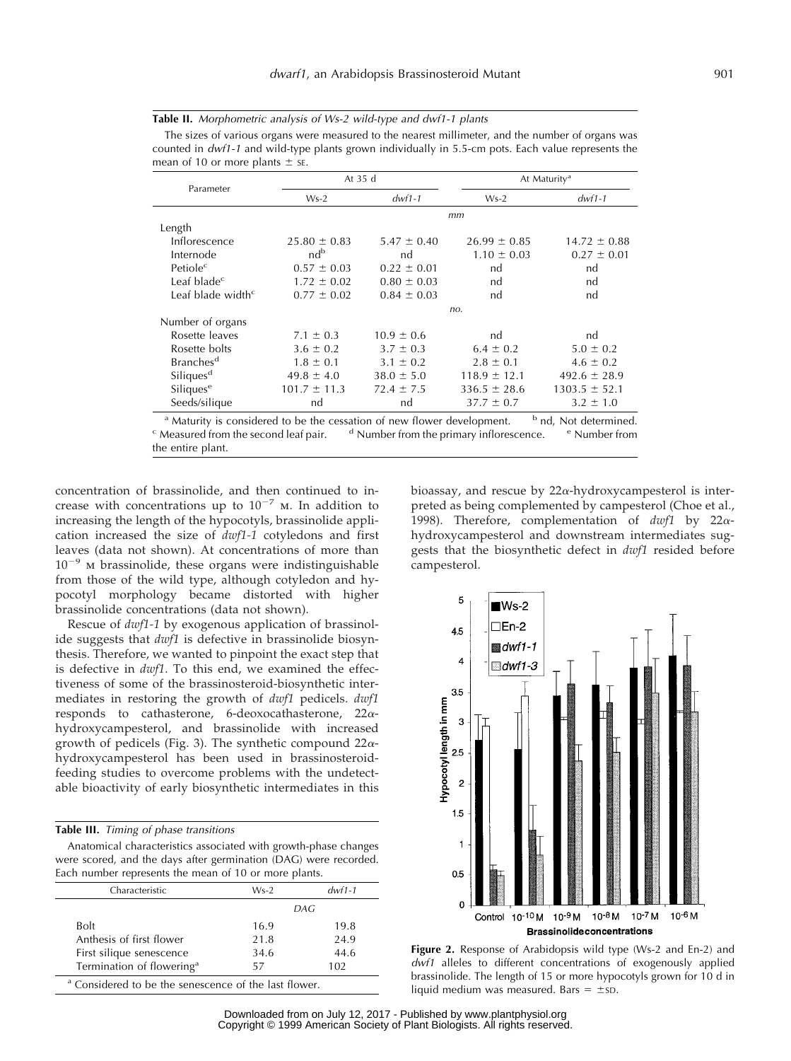**Table II.** *Morphometric analysis of Ws-2 wild-type and dwf1-1 plants*

The sizes of various organs were measured to the nearest millimeter, and the number of organs was counted in *dwf1-1* and wild-type plants grown individually in 5.5-cm pots. Each value represents the mean of 10 or more plants ± SE.

| Parameter | At 35 d | | At Maturity[a] | |
|---|---|---|---|---|
| | Ws-2 | *dwf1-1* | Ws-2 | *dwf1-1* |
| | *mm* | | | |
| Length | | | | |
| Inflorescence | 25.80 ± 0.83 | 5.47 ± 0.40 | 26.99 ± 0.85 | 14.72 ± 0.88 |
| Internode | nd[b] | nd | 1.10 ± 0.03 | 0.27 ± 0.01 |
| Petiole[c] | 0.57 ± 0.03 | 0.22 ± 0.01 | nd | nd |
| Leaf blade[c] | 1.72 ± 0.02 | 0.80 ± 0.03 | nd | nd |
| Leaf blade width[c] | 0.77 ± 0.02 | 0.84 ± 0.03 | nd | nd |
| | *no.* | | | |
| Number of organs | | | | |
| Rosette leaves | 7.1 ± 0.3 | 10.9 ± 0.6 | nd | nd |
| Rosette bolts | 3.6 ± 0.2 | 3.7 ± 0.3 | 6.4 ± 0.2 | 5.0 ± 0.2 |
| Branches[d] | 1.8 ± 0.1 | 3.1 ± 0.2 | 2.8 ± 0.1 | 4.6 ± 0.2 |
| Siliques[d] | 49.8 ± 4.0 | 38.0 ± 5.0 | 118.9 ± 12.1 | 492.6 ± 28.9 |
| Siliques[e] | 101.7 ± 11.3 | 72.4 ± 7.5 | 336.5 ± 28.6 | 1303.5 ± 52.1 |
| Seeds/silique | nd | nd | 37.7 ± 0.7 | 3.2 ± 1.0 |

[a] Maturity is considered to be the cessation of new flower development. [b] nd, Not determined. [c] Measured from the second leaf pair. [d] Number from the primary inflorescence. [e] Number from the entire plant.

concentration of brassinolide, and then continued to increase with concentrations up to $10^{-7}$ M. In addition to increasing the length of the hypocotyls, brassinolide application increased the size of *dwf1-1* cotyledons and first leaves (data not shown). At concentrations of more than $10^{-9}$ M brassinolide, these organs were indistinguishable from those of the wild type, although cotyledon and hypocotyl morphology became distorted with higher brassinolide concentrations (data not shown).

Rescue of *dwf1-1* by exogenous application of brassinolide suggests that *dwf1* is defective in brassinolide biosynthesis. Therefore, we wanted to pinpoint the exact step that is defective in *dwf1*. To this end, we examined the effectiveness of some of the brassinosteroid-biosynthetic intermediates in restoring the growth of *dwf1* pedicels. *dwf1* responds to cathasterone, 6-deoxocathasterone, 22α-hydroxycampesterol, and brassinolide with increased growth of pedicels (Fig. 3). The synthetic compound 22α-hydroxycampesterol has been used in brassinosteroid-feeding studies to overcome problems with the undetectable bioactivity of early biosynthetic intermediates in this bioassay, and rescue by 22α-hydroxycampesterol is interpreted as being complemented by campesterol (Choe et al., 1998). Therefore, complementation of *dwf1* by 22α-hydroxycampesterol and downstream intermediates suggests that the biosynthetic defect in *dwf1* resided before campesterol.

**Table III.** *Timing of phase transitions*

Anatomical characteristics associated with growth-phase changes were scored, and the days after germination (DAG) were recorded. Each number represents the mean of 10 or more plants.

| Characteristic | Ws-2 | *dwf1-1* |
|---|---|---|
| | *DAG* | |
| Bolt | 16.9 | 19.8 |
| Anthesis of first flower | 21.8 | 24.9 |
| First silique senescence | 34.6 | 44.6 |
| Termination of flowering[a] | 57 | 102 |

[a] Considered to be the senescence of the last flower.

**Figure 2.** Response of Arabidopsis wild type (Ws-2 and En-2) and *dwf1* alleles to different concentrations of exogenously applied brassinolide. The length of 15 or more hypocotyls grown for 10 d in liquid medium was measured. Bars = ±SD.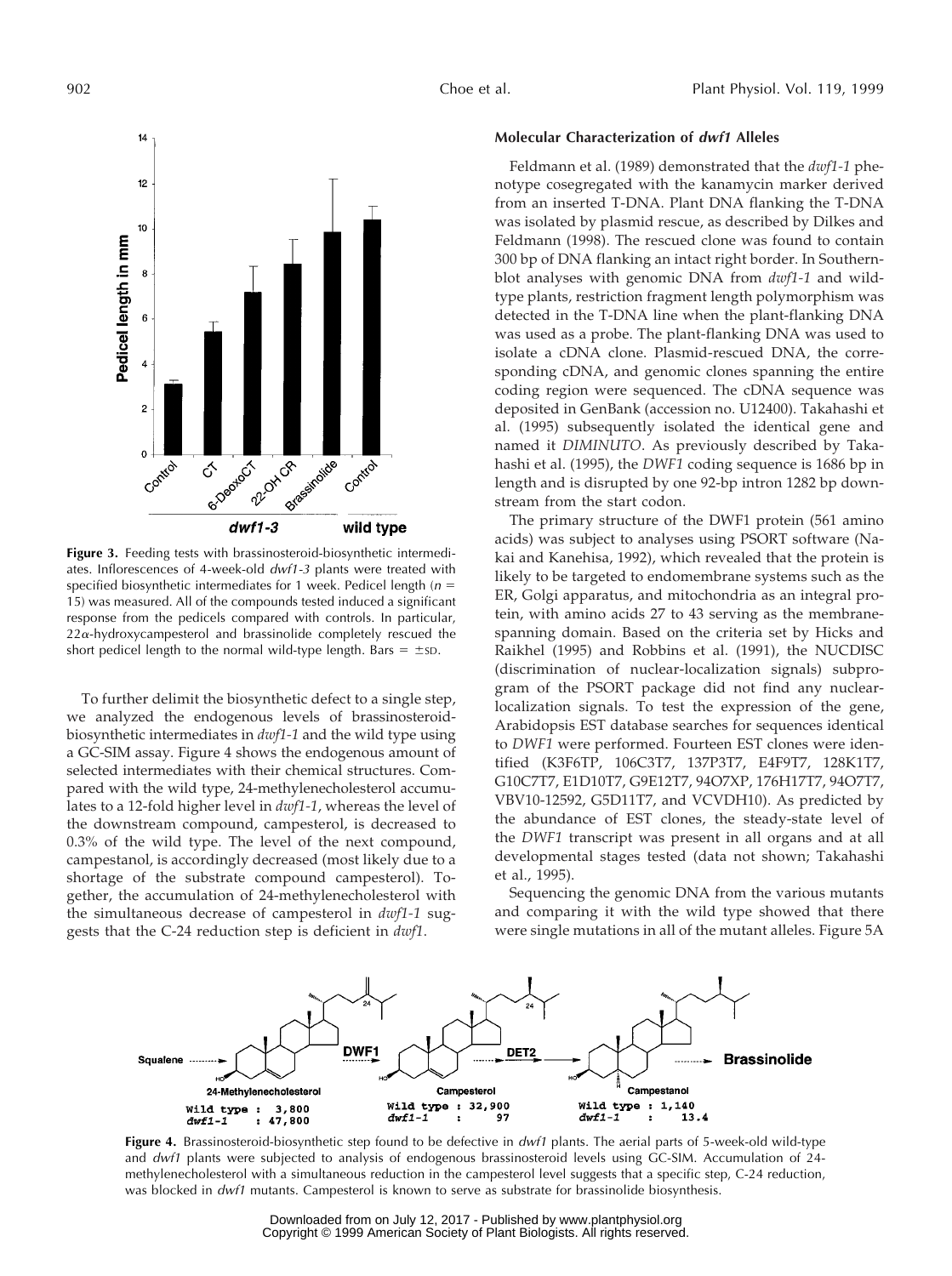**Figure 3.** Feeding tests with brassinosteroid-biosynthetic intermediates. Inflorescences of 4-week-old *dwf1-3* plants were treated with specified biosynthetic intermediates for 1 week. Pedicel length ($n$ = 15) was measured. All of the compounds tested induced a significant response from the pedicels compared with controls. In particular, 22$\alpha$-hydroxycampesterol and brassinolide completely rescued the short pedicel length to the normal wild-type length. Bars = $\pm$SD.

To further delimit the biosynthetic defect to a single step, we analyzed the endogenous levels of brassinosteroid-biosynthetic intermediates in *dwf1-1* and the wild type using a GC-SIM assay. Figure 4 shows the endogenous amount of selected intermediates with their chemical structures. Compared with the wild type, 24-methylenecholesterol accumulates to a 12-fold higher level in *dwf1-1*, whereas the level of the downstream compound, campesterol, is decreased to 0.3% of the wild type. The level of the next compound, campestanol, is accordingly decreased (most likely due to a shortage of the substrate compound campesterol). Together, the accumulation of 24-methylenecholesterol with the simultaneous decrease of campesterol in *dwf1-1* suggests that the C-24 reduction step is deficient in *dwf1*.

### Molecular Characterization of *dwf1* Alleles

Feldmann et al. (1989) demonstrated that the *dwf1-1* phenotype cosegregated with the kanamycin marker derived from an inserted T-DNA. Plant DNA flanking the T-DNA was isolated by plasmid rescue, as described by Dilkes and Feldmann (1998). The rescued clone was found to contain 300 bp of DNA flanking an intact right border. In Southern-blot analyses with genomic DNA from *dwf1-1* and wild-type plants, restriction fragment length polymorphism was detected in the T-DNA line when the plant-flanking DNA was used as a probe. The plant-flanking DNA was used to isolate a cDNA clone. Plasmid-rescued DNA, the corresponding cDNA, and genomic clones spanning the entire coding region were sequenced. The cDNA sequence was deposited in GenBank (accession no. U12400). Takahashi et al. (1995) subsequently isolated the identical gene and named it *DIMINUTO*. As previously described by Takahashi et al. (1995), the *DWF1* coding sequence is 1686 bp in length and is disrupted by one 92-bp intron 1282 bp downstream from the start codon.

The primary structure of the DWF1 protein (561 amino acids) was subject to analyses using PSORT software (Nakai and Kanehisa, 1992), which revealed that the protein is likely to be targeted to endomembrane systems such as the ER, Golgi apparatus, and mitochondria as an integral protein, with amino acids 27 to 43 serving as the membrane-spanning domain. Based on the criteria set by Hicks and Raikhel (1995) and Robbins et al. (1991), the NUCDISC (discrimination of nuclear-localization signals) subprogram of the PSORT package did not find any nuclear-localization signals. To test the expression of the gene, Arabidopsis EST database searches for sequences identical to *DWF1* were performed. Fourteen EST clones were identified (K3F6TP, 106C3T7, 137P3T7, E4F9T7, 128K1T7, G10C7T7, E1D10T7, G9E12T7, 94O7XP, 176H17T7, 94O7T7, VBV10-12592, G5D11T7, and VCVDH10). As predicted by the abundance of EST clones, the steady-state level of the *DWF1* transcript was present in all organs and at all developmental stages tested (data not shown; Takahashi et al., 1995).

Sequencing the genomic DNA from the various mutants and comparing it with the wild type showed that there were single mutations in all of the mutant alleles. Figure 5A

**Figure 4.** Brassinosteroid-biosynthetic step found to be defective in *dwf1* plants. The aerial parts of 5-week-old wild-type and *dwf1* plants were subjected to analysis of endogenous brassinosteroid levels using GC-SIM. Accumulation of 24-methylenecholesterol with a simultaneous reduction in the campesterol level suggests that a specific step, C-24 reduction, was blocked in *dwf1* mutants. Campesterol is known to serve as substrate for brassinolide biosynthesis.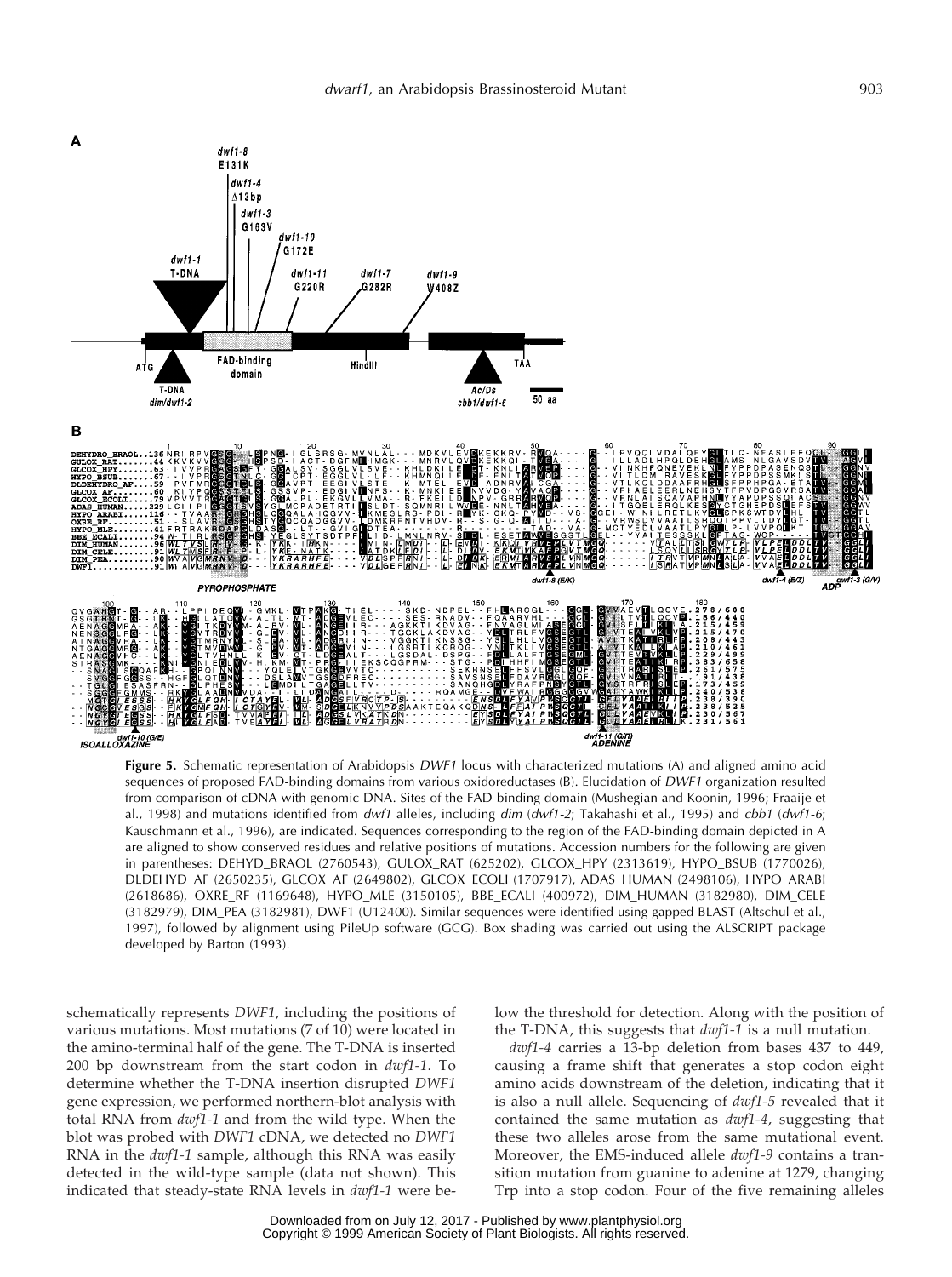**Figure 5.** Schematic representation of Arabidopsis *DWF1* locus with characterized mutations (A) and aligned amino acid sequences of proposed FAD-binding domains from various oxidoreductases (B). Elucidation of *DWF1* organization resulted from comparison of cDNA with genomic DNA. Sites of the FAD-binding domain (Mushegian and Koonin, 1996; Fraaije et al., 1998) and mutations identified from *dwf1* alleles, including *dim* (*dwf1-2*; Takahashi et al., 1995) and *cbb1* (*dwf1-6*; Kauschmann et al., 1996), are indicated. Sequences corresponding to the region of the FAD-binding domain depicted in A are aligned to show conserved residues and relative positions of mutations. Accession numbers for the following are given in parentheses: DEHYD_BRAOL (2760543), GULOX_RAT (625202), GLCOX_HPY (2313619), HYPO_BSUB (1770026), DLDEHYD_AF (2650235), GLCOX_AF (2649802), GLCOX_ECOLI (1707917), ADAS_HUMAN (2498106), HYPO_ARABI (2618686), OXRE_RF (1169648), HYPO_MLE (3150105), BBE_ECALI (400972), DIM_HUMAN (3182980), DIM_CELE (3182979), DIM_PEA (3182981), DWF1 (U12400). Similar sequences were identified using gapped BLAST (Altschul et al., 1997), followed by alignment using PileUp software (GCG). Box shading was carried out using the ALSCRIPT package developed by Barton (1993).

schematically represents *DWF1*, including the positions of various mutations. Most mutations (7 of 10) were located in the amino-terminal half of the gene. The T-DNA is inserted 200 bp downstream from the start codon in *dwf1-1*. To determine whether the T-DNA insertion disrupted *DWF1* gene expression, we performed northern-blot analysis with total RNA from *dwf1-1* and from the wild type. When the blot was probed with *DWF1* cDNA, we detected no *DWF1* RNA in the *dwf1-1* sample, although this RNA was easily detected in the wild-type sample (data not shown). This indicated that steady-state RNA levels in *dwf1-1* were below the threshold for detection. Along with the position of the T-DNA, this suggests that *dwf1-1* is a null mutation.

*dwf1-4* carries a 13-bp deletion from bases 437 to 449, causing a frame shift that generates a stop codon eight amino acids downstream of the deletion, indicating that it is also a null allele. Sequencing of *dwf1-5* revealed that it contained the same mutation as *dwf1-4*, suggesting that these two alleles arose from the same mutational event. Moreover, the EMS-induced allele *dwf1-9* contains a transition mutation from guanine to adenine at 1279, changing Trp into a stop codon. Four of the five remaining alleles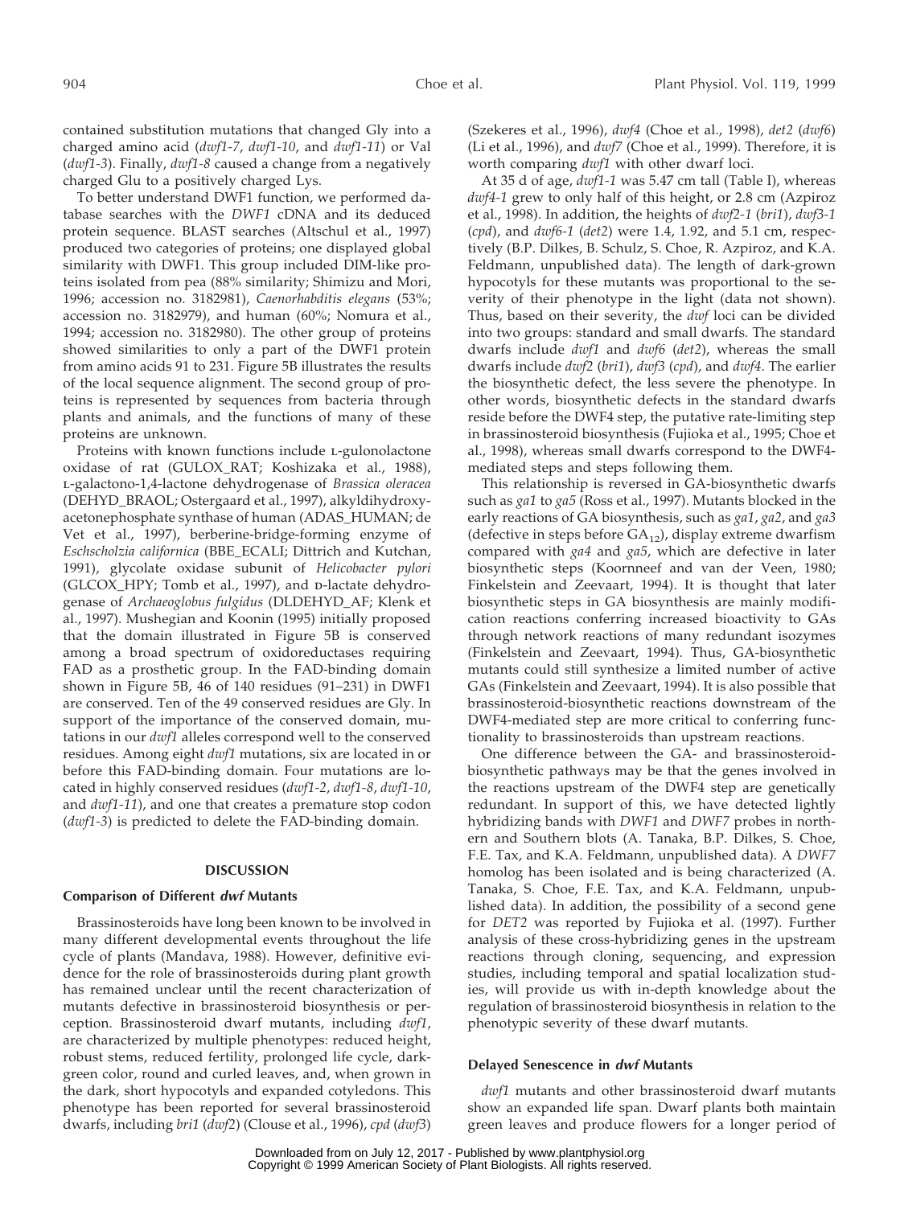contained substitution mutations that changed Gly into a charged amino acid (*dwf1-7*, *dwf1-10*, and *dwf1-11*) or Val (*dwf1-3*). Finally, *dwf1-8* caused a change from a negatively charged Glu to a positively charged Lys.

To better understand DWF1 function, we performed database searches with the *DWF1* cDNA and its deduced protein sequence. BLAST searches (Altschul et al., 1997) produced two categories of proteins; one displayed global similarity with DWF1. This group included DIM-like proteins isolated from pea (88% similarity; Shimizu and Mori, 1996; accession no. 3182981), *Caenorhabditis elegans* (53%; accession no. 3182979), and human (60%; Nomura et al., 1994; accession no. 3182980). The other group of proteins showed similarities to only a part of the DWF1 protein from amino acids 91 to 231. Figure 5B illustrates the results of the local sequence alignment. The second group of proteins is represented by sequences from bacteria through plants and animals, and the functions of many of these proteins are unknown.

Proteins with known functions include L-gulonolactone oxidase of rat (GULOX_RAT; Koshizaka et al., 1988), L-galactono-1,4-lactone dehydrogenase of *Brassica oleracea* (DEHYD_BRAOL; Ostergaard et al., 1997), alkyldihydroxyacetonephosphate synthase of human (ADAS_HUMAN; de Vet et al., 1997), berberine-bridge-forming enzyme of *Eschscholzia californica* (BBE_ECALI; Dittrich and Kutchan, 1991), glycolate oxidase subunit of *Helicobacter pylori* (GLCOX_HPY; Tomb et al., 1997), and D-lactate dehydrogenase of *Archaeoglobus fulgidus* (DLDEHYD_AF; Klenk et al., 1997). Mushegian and Koonin (1995) initially proposed that the domain illustrated in Figure 5B is conserved among a broad spectrum of oxidoreductases requiring FAD as a prosthetic group. In the FAD-binding domain shown in Figure 5B, 46 of 140 residues (91–231) in DWF1 are conserved. Ten of the 49 conserved residues are Gly. In support of the importance of the conserved domain, mutations in our *dwf1* alleles correspond well to the conserved residues. Among eight *dwf1* mutations, six are located in or before this FAD-binding domain. Four mutations are located in highly conserved residues (*dwf1-2*, *dwf1-8*, *dwf1-10*, and *dwf1-11*), and one that creates a premature stop codon (*dwf1-3*) is predicted to delete the FAD-binding domain.

## DISCUSSION

### Comparison of Different *dwf* Mutants

Brassinosteroids have long been known to be involved in many different developmental events throughout the life cycle of plants (Mandava, 1988). However, definitive evidence for the role of brassinosteroids during plant growth has remained unclear until the recent characterization of mutants defective in brassinosteroid biosynthesis or perception. Brassinosteroid dwarf mutants, including *dwf1*, are characterized by multiple phenotypes: reduced height, robust stems, reduced fertility, prolonged life cycle, dark-green color, round and curled leaves, and, when grown in the dark, short hypocotyls and expanded cotyledons. This phenotype has been reported for several brassinosteroid dwarfs, including *bri1* (*dwf2*) (Clouse et al., 1996), *cpd* (*dwf3*) (Szekeres et al., 1996), *dwf4* (Choe et al., 1998), *det2* (*dwf6*) (Li et al., 1996), and *dwf7* (Choe et al., 1999). Therefore, it is worth comparing *dwf1* with other dwarf loci.

At 35 d of age, *dwf1-1* was 5.47 cm tall (Table I), whereas *dwf4-1* grew to only half of this height, or 2.8 cm (Azpiroz et al., 1998). In addition, the heights of *dwf2-1* (*bri1*), *dwf3-1* (*cpd*), and *dwf6-1* (*det2*) were 1.4, 1.92, and 5.1 cm, respectively (B.P. Dilkes, B. Schulz, S. Choe, R. Azpiroz, and K.A. Feldmann, unpublished data). The length of dark-grown hypocotyls for these mutants was proportional to the severity of their phenotype in the light (data not shown). Thus, based on their severity, the *dwf* loci can be divided into two groups: standard and small dwarfs. The standard dwarfs include *dwf1* and *dwf6* (*det2*), whereas the small dwarfs include *dwf2* (*bri1*), *dwf3* (*cpd*), and *dwf4*. The earlier the biosynthetic defect, the less severe the phenotype. In other words, biosynthetic defects in the standard dwarfs reside before the DWF4 step, the putative rate-limiting step in brassinosteroid biosynthesis (Fujioka et al., 1995; Choe et al., 1998), whereas small dwarfs correspond to the DWF4-mediated steps and steps following them.

This relationship is reversed in GA-biosynthetic dwarfs such as *ga1* to *ga5* (Ross et al., 1997). Mutants blocked in the early reactions of GA biosynthesis, such as *ga1*, *ga2*, and *ga3* (defective in steps before $GA_{12}$), display extreme dwarfism compared with *ga4* and *ga5*, which are defective in later biosynthetic steps (Koornneef and van der Veen, 1980; Finkelstein and Zeevaart, 1994). It is thought that later biosynthetic steps in GA biosynthesis are mainly modification reactions conferring increased bioactivity to GAs through network reactions of many redundant isozymes (Finkelstein and Zeevaart, 1994). Thus, GA-biosynthetic mutants could still synthesize a limited number of active GAs (Finkelstein and Zeevaart, 1994). It is also possible that brassinosteroid-biosynthetic reactions downstream of the DWF4-mediated step are more critical to conferring functionality to brassinosteroids than upstream reactions.

One difference between the GA- and brassinosteroid-biosynthetic pathways may be that the genes involved in the reactions upstream of the DWF4 step are genetically redundant. In support of this, we have detected lightly hybridizing bands with *DWF1* and *DWF7* probes in northern and Southern blots (A. Tanaka, B.P. Dilkes, S. Choe, F.E. Tax, and K.A. Feldmann, unpublished data). A *DWF7* homolog has been isolated and is being characterized (A. Tanaka, S. Choe, F.E. Tax, and K.A. Feldmann, unpublished data). In addition, the possibility of a second gene for *DET2* was reported by Fujioka et al. (1997). Further analysis of these cross-hybridizing genes in the upstream reactions through cloning, sequencing, and expression studies, including temporal and spatial localization studies, will provide us with in-depth knowledge about the regulation of brassinosteroid biosynthesis in relation to the phenotypic severity of these dwarf mutants.

### Delayed Senescence in *dwf* Mutants

*dwf1* mutants and other brassinosteroid dwarf mutants show an expanded life span. Dwarf plants both maintain green leaves and produce flowers for a longer period of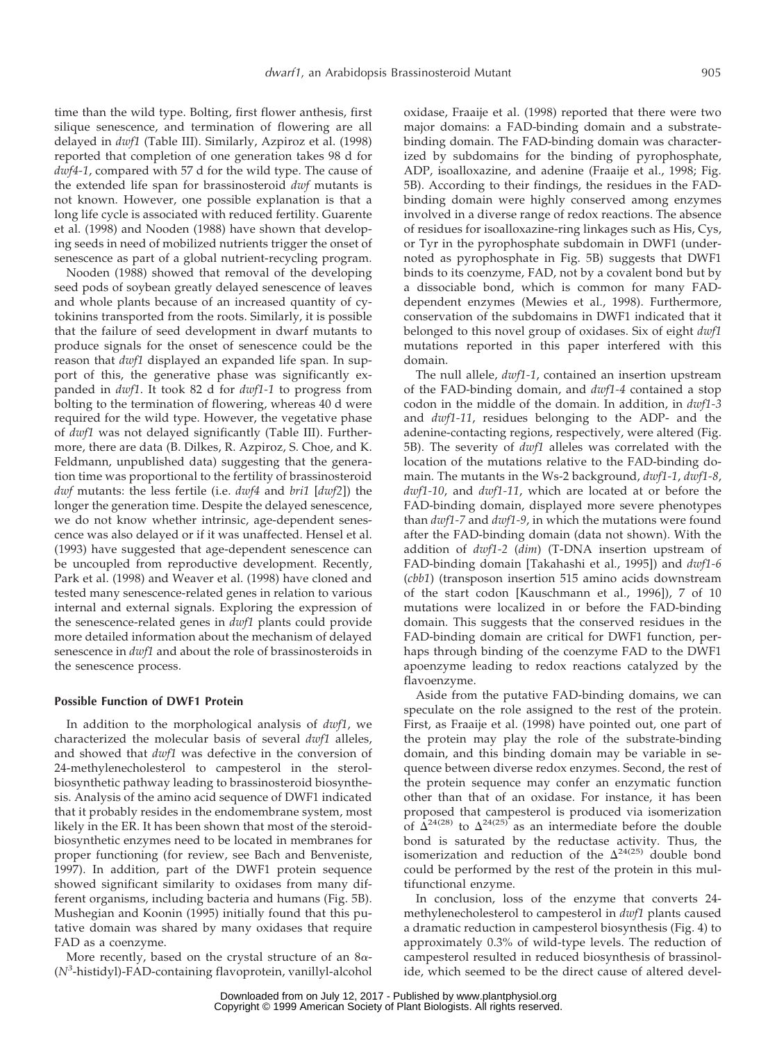time than the wild type. Bolting, first flower anthesis, first silique senescence, and termination of flowering are all delayed in *dwf1* (Table III). Similarly, Azpiroz et al. (1998) reported that completion of one generation takes 98 d for *dwf4-1*, compared with 57 d for the wild type. The cause of the extended life span for brassinosteroid *dwf* mutants is not known. However, one possible explanation is that a long life cycle is associated with reduced fertility. Guarente et al. (1998) and Nooden (1988) have shown that developing seeds in need of mobilized nutrients trigger the onset of senescence as part of a global nutrient-recycling program.

Nooden (1988) showed that removal of the developing seed pods of soybean greatly delayed senescence of leaves and whole plants because of an increased quantity of cytokinins transported from the roots. Similarly, it is possible that the failure of seed development in dwarf mutants to produce signals for the onset of senescence could be the reason that *dwf1* displayed an expanded life span. In support of this, the generative phase was significantly expanded in *dwf1*. It took 82 d for *dwf1-1* to progress from bolting to the termination of flowering, whereas 40 d were required for the wild type. However, the vegetative phase of *dwf1* was not delayed significantly (Table III). Furthermore, there are data (B. Dilkes, R. Azpiroz, S. Choe, and K. Feldmann, unpublished data) suggesting that the generation time was proportional to the fertility of brassinosteroid *dwf* mutants: the less fertile (i.e. *dwf4* and *bri1* [*dwf2*]) the longer the generation time. Despite the delayed senescence, we do not know whether intrinsic, age-dependent senescence was also delayed or if it was unaffected. Hensel et al. (1993) have suggested that age-dependent senescence can be uncoupled from reproductive development. Recently, Park et al. (1998) and Weaver et al. (1998) have cloned and tested many senescence-related genes in relation to various internal and external signals. Exploring the expression of the senescence-related genes in *dwf1* plants could provide more detailed information about the mechanism of delayed senescence in *dwf1* and about the role of brassinosteroids in the senescence process.

#### Possible Function of DWF1 Protein

In addition to the morphological analysis of *dwf1*, we characterized the molecular basis of several *dwf1* alleles, and showed that *dwf1* was defective in the conversion of 24-methylenecholesterol to campesterol in the sterol-biosynthetic pathway leading to brassinosteroid biosynthesis. Analysis of the amino acid sequence of DWF1 indicated that it probably resides in the endomembrane system, most likely in the ER. It has been shown that most of the steroid-biosynthetic enzymes need to be located in membranes for proper functioning (for review, see Bach and Benveniste, 1997). In addition, part of the DWF1 protein sequence showed significant similarity to oxidases from many different organisms, including bacteria and humans (Fig. 5B). Mushegian and Koonin (1995) initially found that this putative domain was shared by many oxidases that require FAD as a coenzyme.

More recently, based on the crystal structure of an $8\alpha$-($N^3$-histidyl)-FAD-containing flavoprotein, vanillyl-alcohol oxidase, Fraaije et al. (1998) reported that there were two major domains: a FAD-binding domain and a substrate-binding domain. The FAD-binding domain was characterized by subdomains for the binding of pyrophosphate, ADP, isoalloxazine, and adenine (Fraaije et al., 1998; Fig. 5B). According to their findings, the residues in the FAD-binding domain were highly conserved among enzymes involved in a diverse range of redox reactions. The absence of residues for isoalloxazine-ring linkages such as His, Cys, or Tyr in the pyrophosphate subdomain in DWF1 (undernoted as pyrophosphate in Fig. 5B) suggests that DWF1 binds to its coenzyme, FAD, not by a covalent bond but by a dissociable bond, which is common for many FAD-dependent enzymes (Mewies et al., 1998). Furthermore, conservation of the subdomains in DWF1 indicated that it belonged to this novel group of oxidases. Six of eight *dwf1* mutations reported in this paper interfered with this domain.

The null allele, *dwf1-1*, contained an insertion upstream of the FAD-binding domain, and *dwf1-4* contained a stop codon in the middle of the domain. In addition, in *dwf1-3* and *dwf1-11*, residues belonging to the ADP- and the adenine-contacting regions, respectively, were altered (Fig. 5B). The severity of *dwf1* alleles was correlated with the location of the mutations relative to the FAD-binding domain. The mutants in the Ws-2 background, *dwf1-1*, *dwf1-8*, *dwf1-10*, and *dwf1-11*, which are located at or before the FAD-binding domain, displayed more severe phenotypes than *dwf1-7* and *dwf1-9*, in which the mutations were found after the FAD-binding domain (data not shown). With the addition of *dwf1-2* (*dim*) (T-DNA insertion upstream of FAD-binding domain [Takahashi et al., 1995]) and *dwf1-6* (*cbb1*) (transposon insertion 515 amino acids downstream of the start codon [Kauschmann et al., 1996]), 7 of 10 mutations were localized in or before the FAD-binding domain. This suggests that the conserved residues in the FAD-binding domain are critical for DWF1 function, perhaps through binding of the coenzyme FAD to the DWF1 apoenzyme leading to redox reactions catalyzed by the flavoenzyme.

Aside from the putative FAD-binding domains, we can speculate on the role assigned to the rest of the protein. First, as Fraaije et al. (1998) have pointed out, one part of the protein may play the role of the substrate-binding domain, and this binding domain may be variable in sequence between diverse redox enzymes. Second, the rest of the protein sequence may confer an enzymatic function other than that of an oxidase. For instance, it has been proposed that campesterol is produced via isomerization of $\Delta^{24(28)}$ to $\Delta^{24(25)}$ as an intermediate before the double bond is saturated by the reductase activity. Thus, the isomerization and reduction of the $\Delta^{24(25)}$ double bond could be performed by the rest of the protein in this multifunctional enzyme.

In conclusion, loss of the enzyme that converts 24-methylenecholesterol to campesterol in *dwf1* plants caused a dramatic reduction in campesterol biosynthesis (Fig. 4) to approximately 0.3% of wild-type levels. The reduction of campesterol resulted in reduced biosynthesis of brassinolide, which seemed to be the direct cause of altered devel-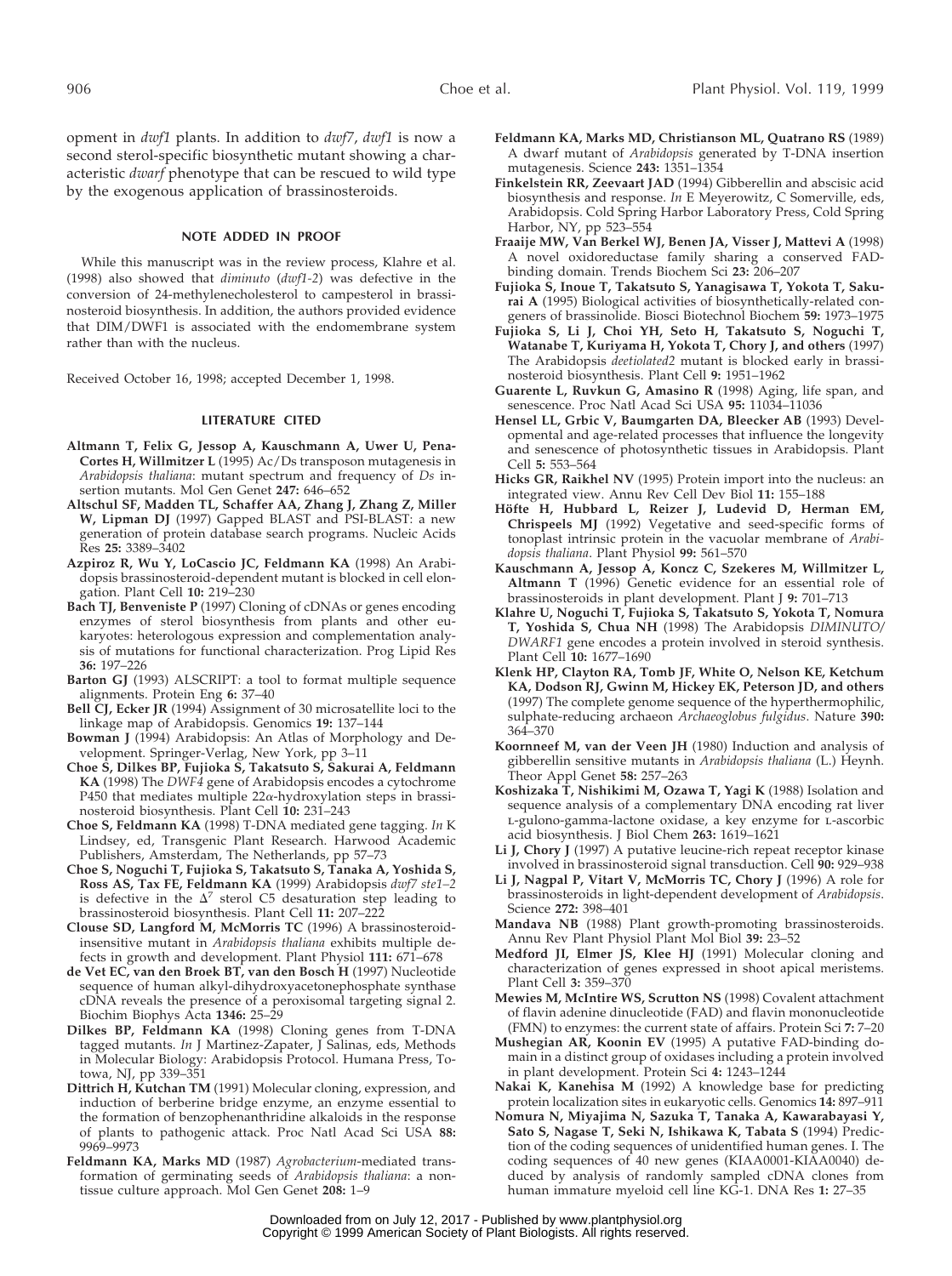opment in *dwf1* plants. In addition to *dwf7*, *dwf1* is now a second sterol-specific biosynthetic mutant showing a characteristic *dwarf* phenotype that can be rescued to wild type by the exogenous application of brassinosteroids.

## NOTE ADDED IN PROOF

While this manuscript was in the review process, Klahre et al. (1998) also showed that *diminuto* (*dwf1-2*) was defective in the conversion of 24-methylenecholesterol to campesterol in brassinosteroid biosynthesis. In addition, the authors provided evidence that DIM/DWF1 is associated with the endomembrane system rather than with the nucleus.

Received October 16, 1998; accepted December 1, 1998.

## LITERATURE CITED

**Altmann T, Felix G, Jessop A, Kauschmann A, Uwer U, Pena-Cortes H, Willmitzer L** (1995) Ac/Ds transposon mutagenesis in *Arabidopsis thaliana*: mutant spectrum and frequency of *Ds* insertion mutants. Mol Gen Genet **247:** 646–652

**Altschul SF, Madden TL, Schaffer AA, Zhang J, Zhang Z, Miller W, Lipman DJ** (1997) Gapped BLAST and PSI-BLAST: a new generation of protein database search programs. Nucleic Acids Res **25:** 3389–3402

**Azpiroz R, Wu Y, LoCascio JC, Feldmann KA** (1998) An Arabidopsis brassinosteroid-dependent mutant is blocked in cell elongation. Plant Cell **10:** 219–230

**Bach TJ, Benveniste P** (1997) Cloning of cDNAs or genes encoding enzymes of sterol biosynthesis from plants and other eukaryotes: heterologous expression and complementation analysis of mutations for functional characterization. Prog Lipid Res **36:** 197–226

**Barton GJ** (1993) ALSCRIPT: a tool to format multiple sequence alignments. Protein Eng **6:** 37–40

**Bell CJ, Ecker JR** (1994) Assignment of 30 microsatellite loci to the linkage map of Arabidopsis. Genomics **19:** 137–144

**Bowman J** (1994) Arabidopsis: An Atlas of Morphology and Development. Springer-Verlag, New York, pp 3–11

**Choe S, Dilkes BP, Fujioka S, Takatsuto S, Sakurai A, Feldmann KA** (1998) The *DWF4* gene of Arabidopsis encodes a cytochrome P450 that mediates multiple 22α-hydroxylation steps in brassinosteroid biosynthesis. Plant Cell **10:** 231–243

**Choe S, Feldmann KA** (1998) T-DNA mediated gene tagging. *In* K Lindsey, ed, Transgenic Plant Research. Harwood Academic Publishers, Amsterdam, The Netherlands, pp 57–73

**Choe S, Noguchi T, Fujioka S, Takatsuto S, Tanaka A, Yoshida S, Ross AS, Tax FE, Feldmann KA** (1999) Arabidopsis *dwf7 ste1–2* is defective in the $\Delta^7$ sterol C5 desaturation step leading to brassinosteroid biosynthesis. Plant Cell **11:** 207–222

**Clouse SD, Langford M, McMorris TC** (1996) A brassinosteroid-insensitive mutant in *Arabidopsis thaliana* exhibits multiple defects in growth and development. Plant Physiol **111:** 671–678

**de Vet EC, van den Broek BT, van den Bosch H** (1997) Nucleotide sequence of human alkyl-dihydroxyacetonephosphate synthase cDNA reveals the presence of a peroxisomal targeting signal 2. Biochim Biophys Acta **1346:** 25–29

**Dilkes BP, Feldmann KA** (1998) Cloning genes from T-DNA tagged mutants. *In* J Martinez-Zapater, J Salinas, eds, Methods in Molecular Biology: Arabidopsis Protocol. Humana Press, Totowa, NJ, pp 339–351

**Dittrich H, Kutchan TM** (1991) Molecular cloning, expression, and induction of berberine bridge enzyme, an enzyme essential to the formation of benzophenanthridine alkaloids in the response of plants to pathogenic attack. Proc Natl Acad Sci USA **88:** 9969–9973

**Feldmann KA, Marks MD** (1987) *Agrobacterium*-mediated transformation of germinating seeds of *Arabidopsis thaliana*: a non-tissue culture approach. Mol Gen Genet **208:** 1–9

**Feldmann KA, Marks MD, Christianson ML, Quatrano RS** (1989) A dwarf mutant of *Arabidopsis* generated by T-DNA insertion mutagenesis. Science **243:** 1351–1354

**Finkelstein RR, Zeevaart JAD** (1994) Gibberellin and abscisic acid biosynthesis and response. *In* E Meyerowitz, C Somerville, eds, Arabidopsis. Cold Spring Harbor Laboratory Press, Cold Spring Harbor, NY, pp 523–554

**Fraaije MW, Van Berkel WJ, Benen JA, Visser J, Mattevi A** (1998) A novel oxidoreductase family sharing a conserved FAD-binding domain. Trends Biochem Sci **23:** 206–207

**Fujioka S, Inoue T, Takatsuto S, Yanagisawa T, Yokota T, Sakurai A** (1995) Biological activities of biosynthetically-related congeners of brassinolide. Biosci Biotechnol Biochem **59:** 1973–1975

**Fujioka S, Li J, Choi YH, Seto H, Takatsuto S, Noguchi T, Watanabe T, Kuriyama H, Yokota T, Chory J, and others** (1997) The Arabidopsis *deetiolated2* mutant is blocked early in brassinosteroid biosynthesis. Plant Cell **9:** 1951–1962

**Guarente L, Ruvkun G, Amasino R** (1998) Aging, life span, and senescence. Proc Natl Acad Sci USA **95:** 11034–11036

**Hensel LL, Grbic V, Baumgarten DA, Bleecker AB** (1993) Developmental and age-related processes that influence the longevity and senescence of photosynthetic tissues in Arabidopsis. Plant Cell **5:** 553–564

**Hicks GR, Raikhel NV** (1995) Protein import into the nucleus: an integrated view. Annu Rev Cell Dev Biol **11:** 155–188

**Höfte H, Hubbard L, Reizer J, Ludevid D, Herman EM, Chrispeels MJ** (1992) Vegetative and seed-specific forms of tonoplast intrinsic protein in the vacuolar membrane of *Arabidopsis thaliana*. Plant Physiol **99:** 561–570

**Kauschmann A, Jessop A, Koncz C, Szekeres M, Willmitzer L, Altmann T** (1996) Genetic evidence for an essential role of brassinosteroids in plant development. Plant J **9:** 701–713

**Klahre U, Noguchi T, Fujioka S, Takatsuto S, Yokota T, Nomura T, Yoshida S, Chua NH** (1998) The Arabidopsis *DIMINUTO/DWARF1* gene encodes a protein involved in steroid synthesis. Plant Cell **10:** 1677–1690

**Klenk HP, Clayton RA, Tomb JF, White O, Nelson KE, Ketchum KA, Dodson RJ, Gwinn M, Hickey EK, Peterson JD, and others** (1997) The complete genome sequence of the hyperthermophilic, sulphate-reducing archaeon *Archaeoglobus fulgidus*. Nature **390:** 364–370

**Koornneef M, van der Veen JH** (1980) Induction and analysis of gibberellin sensitive mutants in *Arabidopsis thaliana* (L.) Heynh. Theor Appl Genet **58:** 257–263

**Koshizaka T, Nishikimi M, Ozawa T, Yagi K** (1988) Isolation and sequence analysis of a complementary DNA encoding rat liver L-gulono-gamma-lactone oxidase, a key enzyme for L-ascorbic acid biosynthesis. J Biol Chem **263:** 1619–1621

**Li J, Chory J** (1997) A putative leucine-rich repeat receptor kinase involved in brassinosteroid signal transduction. Cell **90:** 929–938

**Li J, Nagpal P, Vitart V, McMorris TC, Chory J** (1996) A role for brassinosteroids in light-dependent development of *Arabidopsis*. Science **272:** 398–401

**Mandava NB** (1988) Plant growth-promoting brassinosteroids. Annu Rev Plant Physiol Plant Mol Biol **39:** 23–52

**Medford JI, Elmer JS, Klee HJ** (1991) Molecular cloning and characterization of genes expressed in shoot apical meristems. Plant Cell **3:** 359–370

**Mewies M, McIntire WS, Scrutton NS** (1998) Covalent attachment of flavin adenine dinucleotide (FAD) and flavin mononucleotide (FMN) to enzymes: the current state of affairs. Protein Sci **7:** 7–20

**Mushegian AR, Koonin EV** (1995) A putative FAD-binding domain in a distinct group of oxidases including a protein involved in plant development. Protein Sci **4:** 1243–1244

**Nakai K, Kanehisa M** (1992) A knowledge base for predicting protein localization sites in eukaryotic cells. Genomics **14:** 897–911

**Nomura N, Miyajima N, Sazuka T, Tanaka A, Kawarabayasi Y, Sato S, Nagase T, Seki N, Ishikawa K, Tabata S** (1994) Prediction of the coding sequences of unidentified human genes. I. The coding sequences of 40 new genes (KIAA0001-KIAA0040) deduced by analysis of randomly sampled cDNA clones from human immature myeloid cell line KG-1. DNA Res **1:** 27–35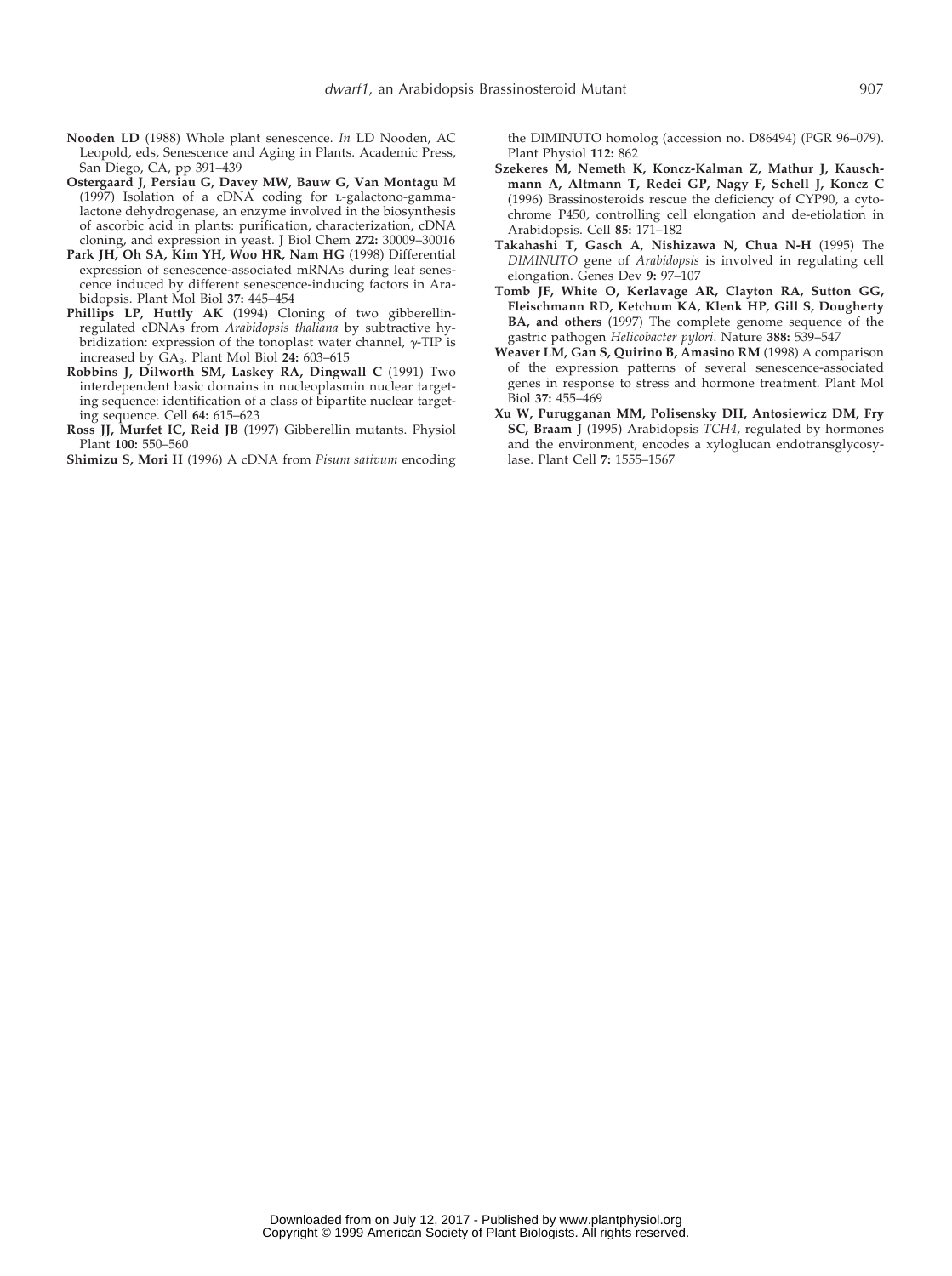**Nooden LD** (1988) Whole plant senescence. *In* LD Nooden, AC Leopold, eds, Senescence and Aging in Plants. Academic Press, San Diego, CA, pp 391–439

**Ostergaard J, Persiau G, Davey MW, Bauw G, Van Montagu M** (1997) Isolation of a cDNA coding for L-galactono-gamma-lactone dehydrogenase, an enzyme involved in the biosynthesis of ascorbic acid in plants: purification, characterization, cDNA cloning, and expression in yeast. J Biol Chem **272:** 30009–30016

**Park JH, Oh SA, Kim YH, Woo HR, Nam HG** (1998) Differential expression of senescence-associated mRNAs during leaf senescence induced by different senescence-inducing factors in Arabidopsis. Plant Mol Biol **37:** 445–454

**Phillips LP, Huttly AK** (1994) Cloning of two gibberellin-regulated cDNAs from *Arabidopsis thaliana* by subtractive hybridization: expression of the tonoplast water channel, $\gamma$-TIP is increased by $GA_3$. Plant Mol Biol **24:** 603–615

**Robbins J, Dilworth SM, Laskey RA, Dingwall C** (1991) Two interdependent basic domains in nucleoplasmin nuclear targeting sequence: identification of a class of bipartite nuclear targeting sequence. Cell **64:** 615–623

**Ross JJ, Murfet IC, Reid JB** (1997) Gibberellin mutants. Physiol Plant **100:** 550–560

**Shimizu S, Mori H** (1996) A cDNA from *Pisum sativum* encoding the DIMINUTO homolog (accession no. D86494) (PGR 96–079). Plant Physiol **112:** 862

**Szekeres M, Nemeth K, Koncz-Kalman Z, Mathur J, Kauschmann A, Altmann T, Redei GP, Nagy F, Schell J, Koncz C** (1996) Brassinosteroids rescue the deficiency of CYP90, a cytochrome P450, controlling cell elongation and de-etiolation in Arabidopsis. Cell **85:** 171–182

**Takahashi T, Gasch A, Nishizawa N, Chua N-H** (1995) The *DIMINUTO* gene of *Arabidopsis* is involved in regulating cell elongation. Genes Dev **9:** 97–107

**Tomb JF, White O, Kerlavage AR, Clayton RA, Sutton GG, Fleischmann RD, Ketchum KA, Klenk HP, Gill S, Dougherty BA, and others** (1997) The complete genome sequence of the gastric pathogen *Helicobacter pylori*. Nature **388:** 539–547

**Weaver LM, Gan S, Quirino B, Amasino RM** (1998) A comparison of the expression patterns of several senescence-associated genes in response to stress and hormone treatment. Plant Mol Biol **37:** 455–469

**Xu W, Purugganan MM, Polisensky DH, Antosiewicz DM, Fry SC, Braam J** (1995) Arabidopsis *TCH4*, regulated by hormones and the environment, encodes a xyloglucan endotransglycosylase. Plant Cell **7:** 1555–1567